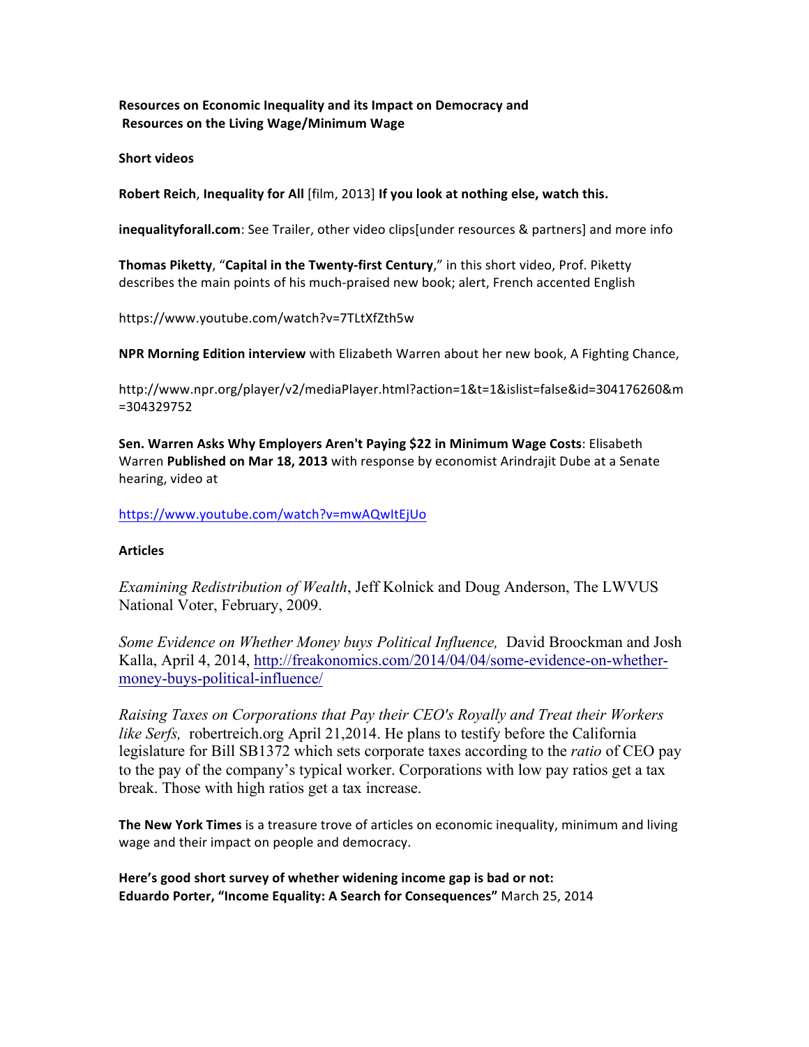**Resources on Economic Inequality and its Impact on Democracy and Resources on the Living Wage/Minimum Wage**

**Short videos**

**Robert Reich**, **Inequality for All** [film, 2013] **If you look at nothing else, watch this.**

**inequalityforall.com**: See Trailer, other video clips[under resources & partners] and more info

**Thomas Piketty**, "**Capital in the Twenty-first Century**," in this short video, Prof. Piketty describes the main points of his much-praised new book; alert, French accented English

https://www.youtube.com/watch?v=7TLtXfZth5w

**NPR Morning Edition interview** with Elizabeth Warren about her new book, A Fighting Chance,

http://www.npr.org/player/v2/mediaPlayer.html?action=1&t=1&islist=false&id=304176260&m=304329752

**Sen. Warren Asks Why Employers Aren't Paying $22 in Minimum Wage Costs**: Elisabeth Warren **Published on Mar 18, 2013** with response by economist Arindrajit Dube at a Senate hearing, video at

https://www.youtube.com/watch?v=mwAQwItEjUo

**Articles**

*Examining Redistribution of Wealth*, Jeff Kolnick and Doug Anderson, The LWVUS National Voter, February, 2009.

*Some Evidence on Whether Money buys Political Influence,* David Broockman and Josh Kalla, April 4, 2014, http://freakonomics.com/2014/04/04/some-evidence-on-whether-money-buys-political-influence/

*Raising Taxes on Corporations that Pay their CEO's Royally and Treat their Workers like Serfs,* robertreich.org April 21,2014. He plans to testify before the California legislature for Bill SB1372 which sets corporate taxes according to the *ratio* of CEO pay to the pay of the company's typical worker. Corporations with low pay ratios get a tax break. Those with high ratios get a tax increase.

**The New York Times** is a treasure trove of articles on economic inequality, minimum and living wage and their impact on people and democracy.

**Here's good short survey of whether widening income gap is bad or not:**
**Eduardo Porter, "Income Equality: A Search for Consequences"** March 25, 2014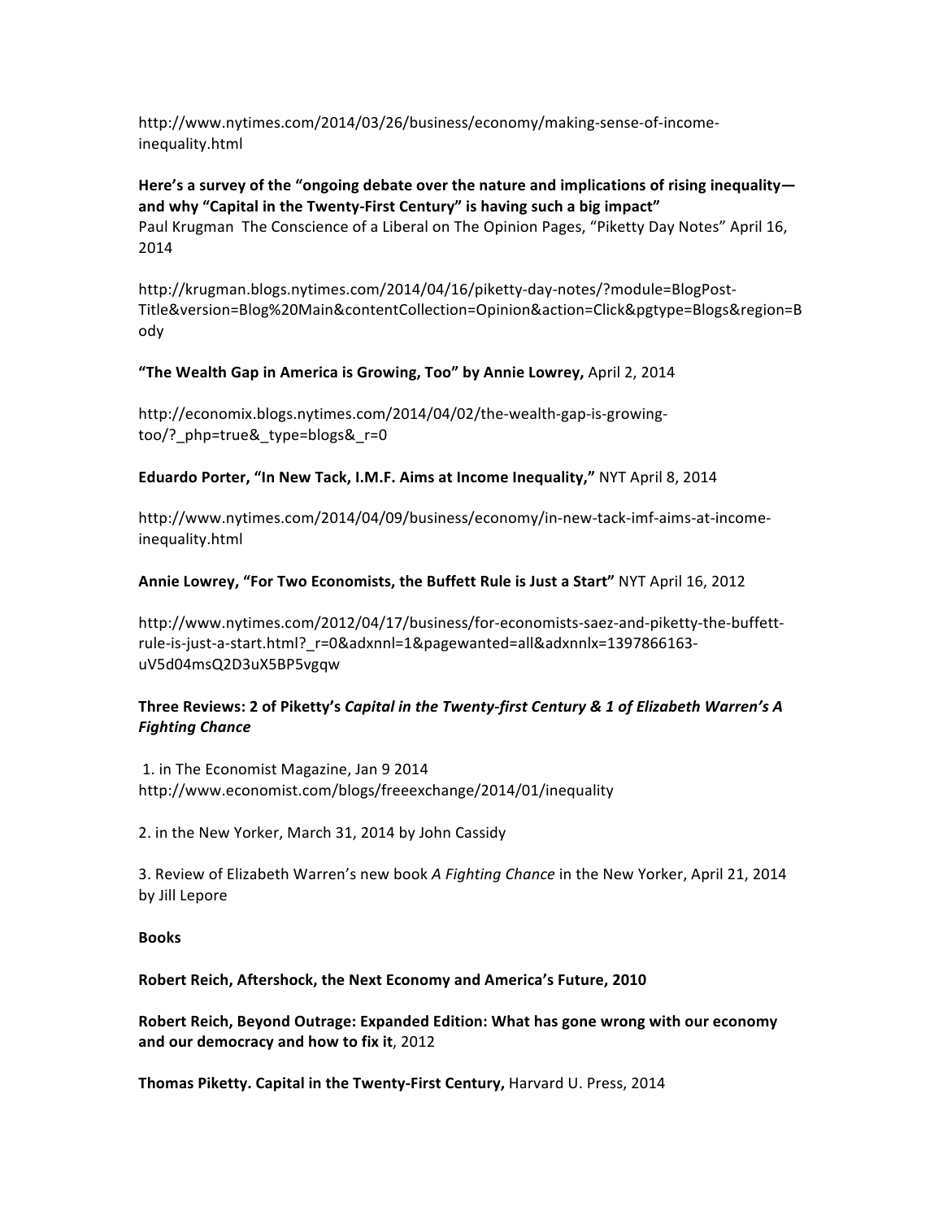http://www.nytimes.com/2014/03/26/business/economy/making-sense-of-income-inequality.html

**Here's a survey of the "ongoing debate over the nature and implications of rising inequality—and why "Capital in the Twenty-First Century" is having such a big impact"**
Paul Krugman The Conscience of a Liberal on The Opinion Pages, "Piketty Day Notes" April 16, 2014

http://krugman.blogs.nytimes.com/2014/04/16/piketty-day-notes/?module=BlogPost-Title&version=Blog%20Main&contentCollection=Opinion&action=Click&pgtype=Blogs&region=Body

**"The Wealth Gap in America is Growing, Too" by Annie Lowrey,** April 2, 2014

http://economix.blogs.nytimes.com/2014/04/02/the-wealth-gap-is-growing-too/?_php=true&_type=blogs&_r=0

**Eduardo Porter, "In New Tack, I.M.F. Aims at Income Inequality,"** NYT April 8, 2014

http://www.nytimes.com/2014/04/09/business/economy/in-new-tack-imf-aims-at-income-inequality.html

**Annie Lowrey, "For Two Economists, the Buffett Rule is Just a Start"** NYT April 16, 2012

http://www.nytimes.com/2012/04/17/business/for-economists-saez-and-piketty-the-buffett-rule-is-just-a-start.html?_r=0&adxnnl=1&pagewanted=all&adxnnlx=1397866163-uV5d04msQ2D3uX5BP5vgqw

**Three Reviews: 2 of Piketty's *Capital in the Twenty-first Century & 1 of Elizabeth Warren's A Fighting Chance***

1. in The Economist Magazine, Jan 9 2014
http://www.economist.com/blogs/freeexchange/2014/01/inequality

2. in the New Yorker, March 31, 2014 by John Cassidy

3. Review of Elizabeth Warren's new book *A Fighting Chance* in the New Yorker, April 21, 2014 by Jill Lepore

**Books**

**Robert Reich, Aftershock, the Next Economy and America's Future, 2010**

**Robert Reich, Beyond Outrage: Expanded Edition: What has gone wrong with our economy and our democracy and how to fix it**, 2012

**Thomas Piketty. Capital in the Twenty-First Century,** Harvard U. Press, 2014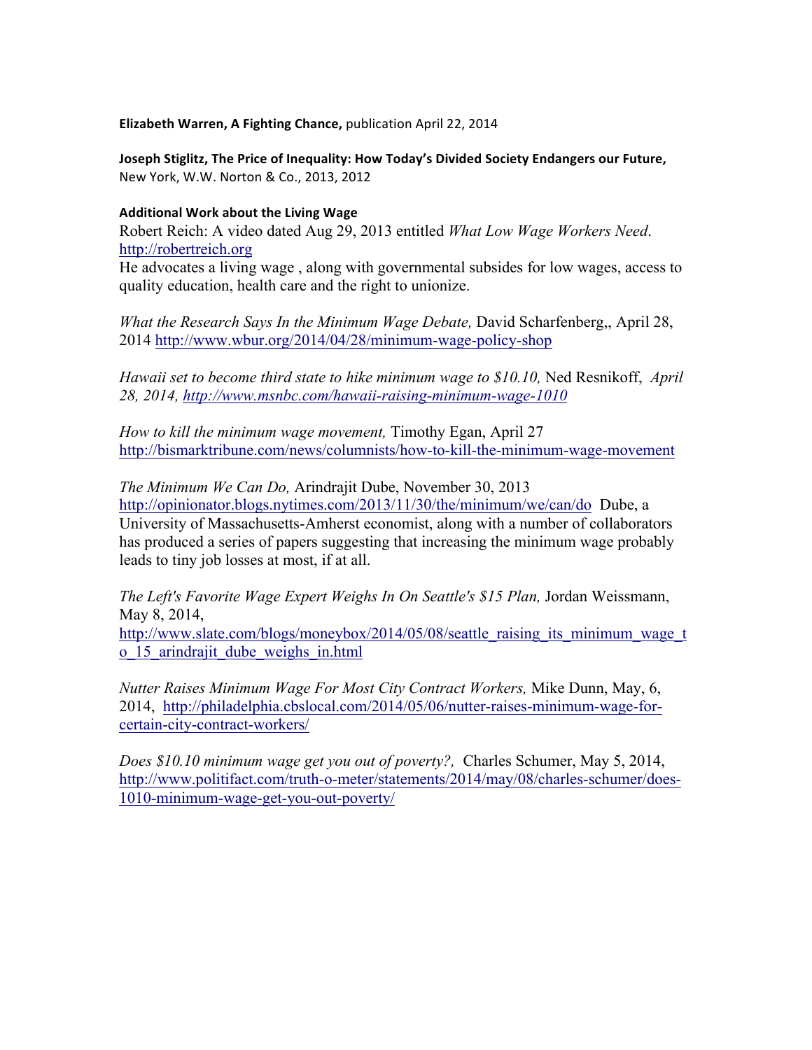**Elizabeth Warren, A Fighting Chance,** publication April 22, 2014

**Joseph Stiglitz, The Price of Inequality: How Today's Divided Society Endangers our Future,** New York, W.W. Norton & Co., 2013, 2012

**Additional Work about the Living Wage**

Robert Reich: A video dated Aug 29, 2013 entitled *What Low Wage Workers Need*. http://robertreich.org
He advocates a living wage , along with governmental subsides for low wages, access to quality education, health care and the right to unionize.

*What the Research Says In the Minimum Wage Debate,* David Scharfenberg,, April 28, 2014 http://www.wbur.org/2014/04/28/minimum-wage-policy-shop

*Hawaii set to become third state to hike minimum wage to $10.10,* Ned Resnikoff, *April 28, 2014, http://www.msnbc.com/hawaii-raising-minimum-wage-1010*

*How to kill the minimum wage movement,* Timothy Egan, April 27 http://bismarktribune.com/news/columnists/how-to-kill-the-minimum-wage-movement

*The Minimum We Can Do,* Arindrajit Dube, November 30, 2013 http://opinionator.blogs.nytimes.com/2013/11/30/the/minimum/we/can/do Dube, a University of Massachusetts-Amherst economist, along with a number of collaborators has produced a series of papers suggesting that increasing the minimum wage probably leads to tiny job losses at most, if at all.

*The Left's Favorite Wage Expert Weighs In On Seattle's $15 Plan,* Jordan Weissmann, May 8, 2014, http://www.slate.com/blogs/moneybox/2014/05/08/seattle_raising_its_minimum_wage_to_15_arindrajit_dube_weighs_in.html

*Nutter Raises Minimum Wage For Most City Contract Workers,* Mike Dunn, May, 6, 2014, http://philadelphia.cbslocal.com/2014/05/06/nutter-raises-minimum-wage-for-certain-city-contract-workers/

*Does $10.10 minimum wage get you out of poverty?,* Charles Schumer, May 5, 2014, http://www.politifact.com/truth-o-meter/statements/2014/may/08/charles-schumer/does-1010-minimum-wage-get-you-out-poverty/